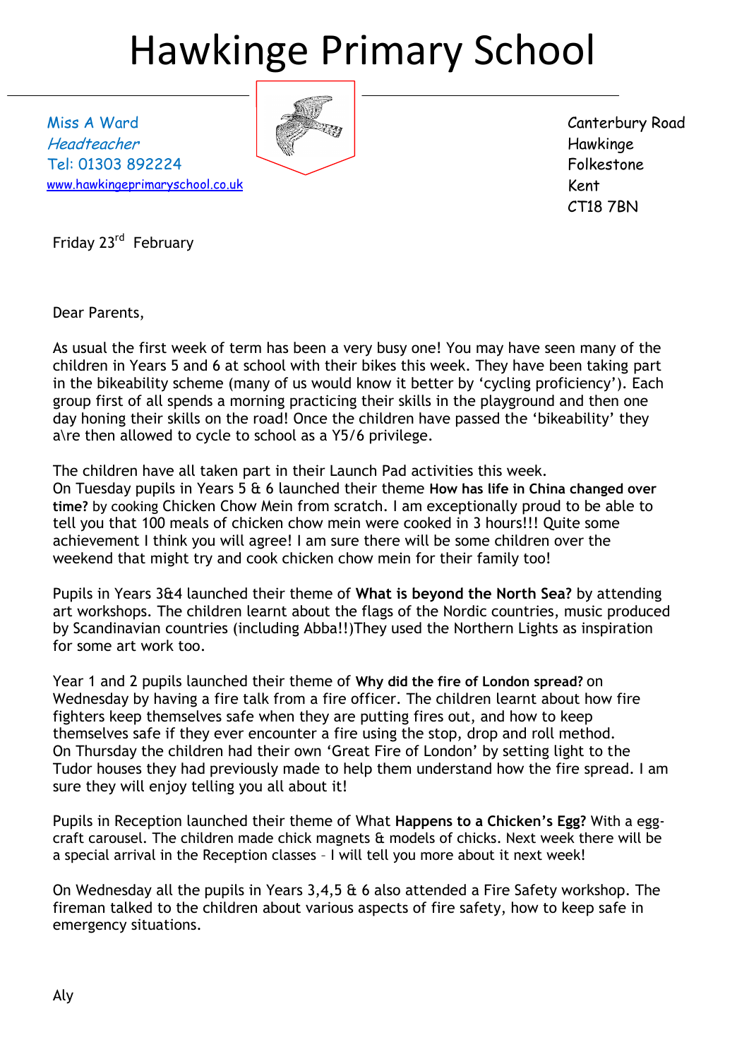# Hawkinge Primary School

Miss A Ward
*Headteacher*
Tel: 01303 892224
www.hawkingeprimaryschool.co.uk

Canterbury Road
Hawkinge
Folkestone
Kent
CT18 7BN

Friday 23rd February

Dear Parents,

As usual the first week of term has been a very busy one! You may have seen many of the children in Years 5 and 6 at school with their bikes this week. They have been taking part in the bikeability scheme (many of us would know it better by 'cycling proficiency'). Each group first of all spends a morning practicing their skills in the playground and then one day honing their skills on the road! Once the children have passed the 'bikeability' they a\re then allowed to cycle to school as a Y5/6 privilege.

The children have all taken part in their Launch Pad activities this week.
On Tuesday pupils in Years 5 & 6 launched their theme **How has life in China changed over time?** by cooking Chicken Chow Mein from scratch. I am exceptionally proud to be able to tell you that 100 meals of chicken chow mein were cooked in 3 hours!!! Quite some achievement I think you will agree! I am sure there will be some children over the weekend that might try and cook chicken chow mein for their family too!

Pupils in Years 3&4 launched their theme of **What is beyond the North Sea?** by attending art workshops. The children learnt about the flags of the Nordic countries, music produced by Scandinavian countries (including Abba!!)They used the Northern Lights as inspiration for some art work too.

Year 1 and 2 pupils launched their theme of **Why did the fire of London spread?** on Wednesday by having a fire talk from a fire officer. The children learnt about how fire fighters keep themselves safe when they are putting fires out, and how to keep themselves safe if they ever encounter a fire using the stop, drop and roll method.
On Thursday the children had their own 'Great Fire of London' by setting light to the Tudor houses they had previously made to help them understand how the fire spread. I am sure they will enjoy telling you all about it!

Pupils in Reception launched their theme of What **Happens to a Chicken's Egg?** With a egg-craft carousel. The children made chick magnets & models of chicks. Next week there will be a special arrival in the Reception classes – I will tell you more about it next week!

On Wednesday all the pupils in Years 3,4,5 & 6 also attended a Fire Safety workshop. The fireman talked to the children about various aspects of fire safety, how to keep safe in emergency situations.

Aly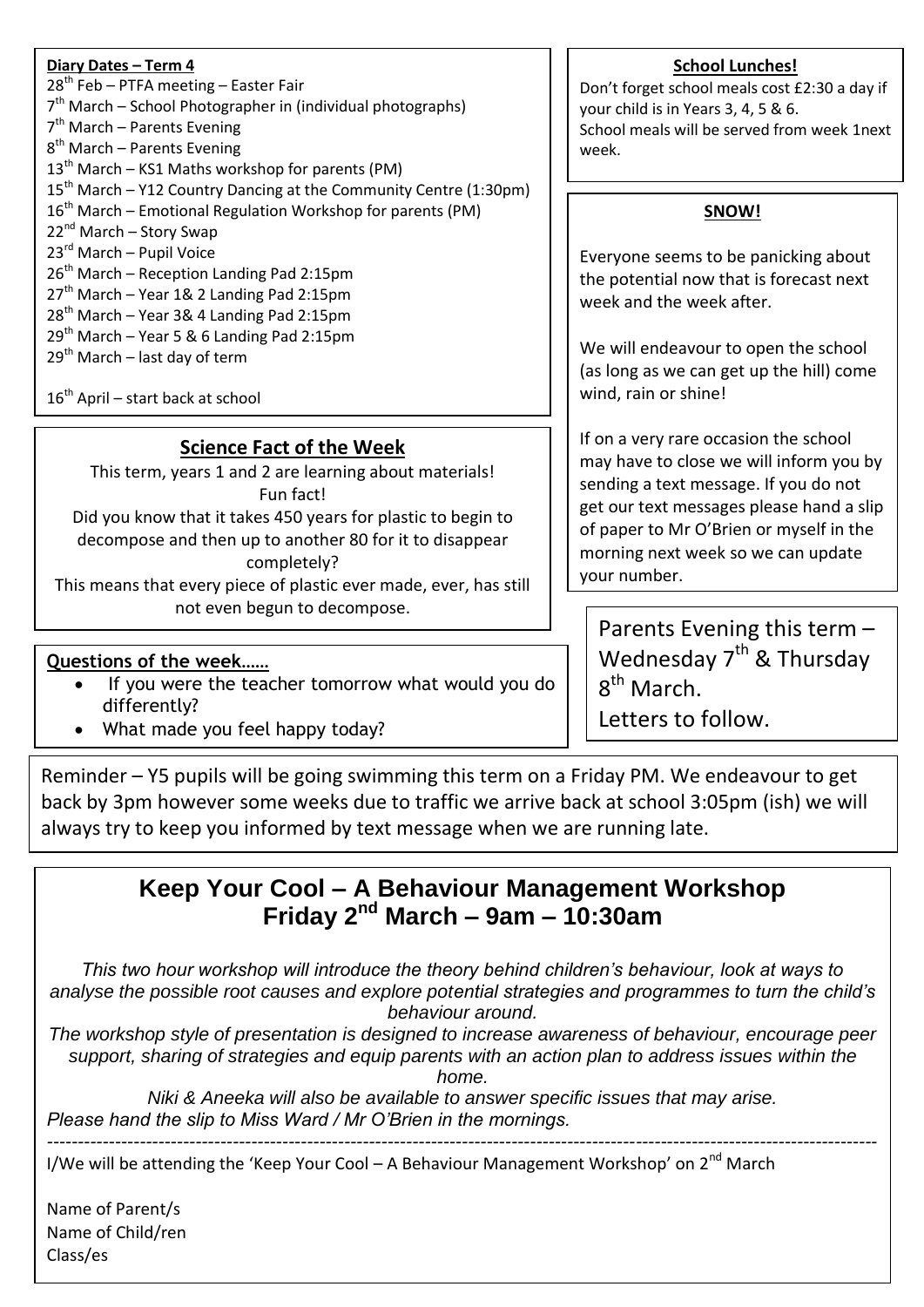**Diary Dates – Term 4**

28th Feb – PTFA meeting – Easter Fair
7th March – School Photographer in (individual photographs)
7th March – Parents Evening
8th March – Parents Evening
13th March – KS1 Maths workshop for parents (PM)
15th March – Y12 Country Dancing at the Community Centre (1:30pm)
16th March – Emotional Regulation Workshop for parents (PM)
22nd March – Story Swap
23rd March – Pupil Voice
26th March – Reception Landing Pad 2:15pm
27th March – Year 1& 2 Landing Pad 2:15pm
28th March – Year 3& 4 Landing Pad 2:15pm
29th March – Year 5 & 6 Landing Pad 2:15pm
29th March – last day of term

16th April – start back at school

## Science Fact of the Week

This term, years 1 and 2 are learning about materials!
Fun fact!
Did you know that it takes 450 years for plastic to begin to decompose and then up to another 80 for it to disappear completely?
This means that every piece of plastic ever made, ever, has still not even begun to decompose.

**Questions of the week……**

- If you were the teacher tomorrow what would you do differently?
- What made you feel happy today?

**School Lunches!**

Don't forget school meals cost £2:30 a day if your child is in Years 3, 4, 5 & 6.
School meals will be served from week 1next week.

**SNOW!**

Everyone seems to be panicking about the potential now that is forecast next week and the week after.

We will endeavour to open the school (as long as we can get up the hill) come wind, rain or shine!

If on a very rare occasion the school may have to close we will inform you by sending a text message. If you do not get our text messages please hand a slip of paper to Mr O'Brien or myself in the morning next week so we can update your number.

Parents Evening this term – Wednesday 7th & Thursday 8th March.
Letters to follow.

Reminder – Y5 pupils will be going swimming this term on a Friday PM. We endeavour to get back by 3pm however some weeks due to traffic we arrive back at school 3:05pm (ish) we will always try to keep you informed by text message when we are running late.

## Keep Your Cool – A Behaviour Management Workshop
## Friday 2nd March – 9am – 10:30am

*This two hour workshop will introduce the theory behind children's behaviour, look at ways to analyse the possible root causes and explore potential strategies and programmes to turn the child's behaviour around.*

*The workshop style of presentation is designed to increase awareness of behaviour, encourage peer support, sharing of strategies and equip parents with an action plan to address issues within the home.*

*Niki & Aneeka will also be available to answer specific issues that may arise.*

*Please hand the slip to Miss Ward / Mr O'Brien in the mornings.*

---

I/We will be attending the 'Keep Your Cool – A Behaviour Management Workshop' on 2nd March

Name of Parent/s
Name of Child/ren
Class/es